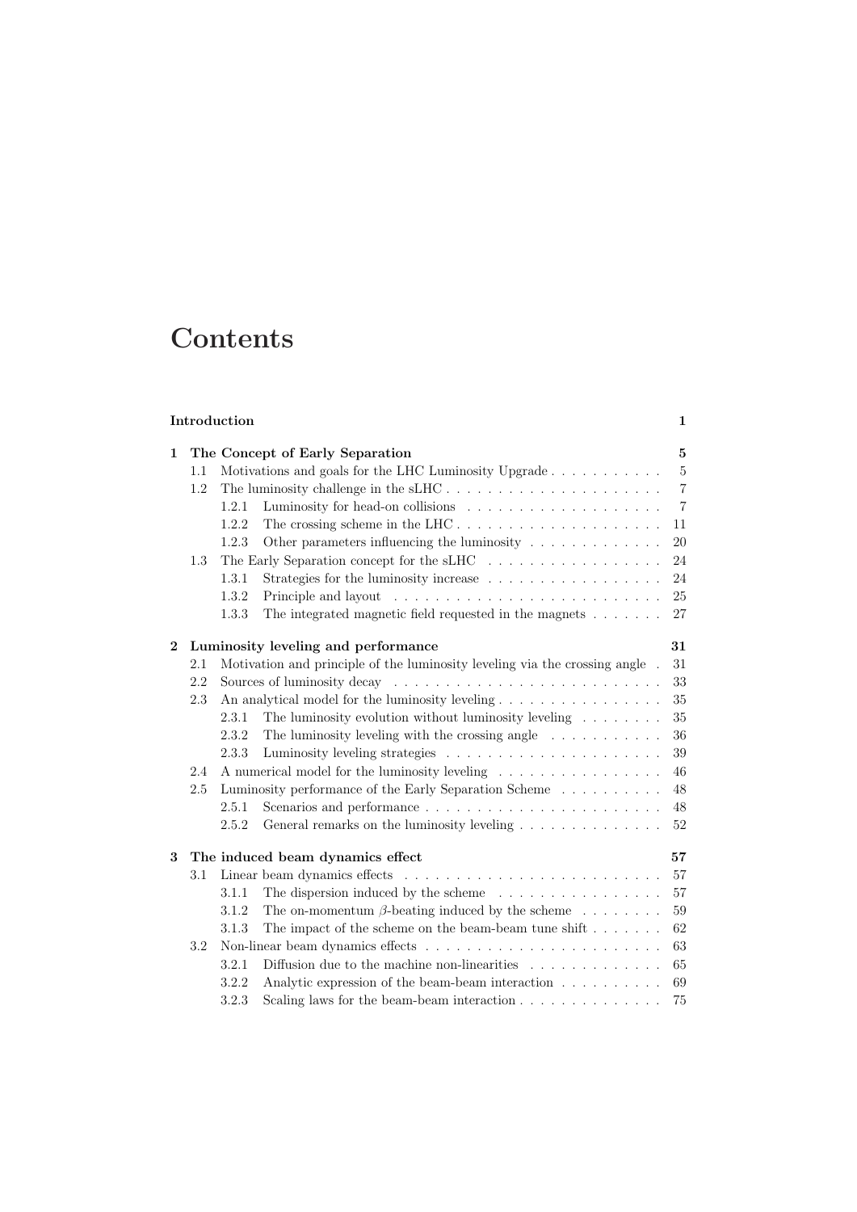# Contents

| | | | |
|---|---|---|---|
| **Introduction** | | | **1** |
| **1** | **The Concept of Early Separation** | | **5** |
| | 1.1 | Motivations and goals for the LHC Luminosity Upgrade | 5 |
| | 1.2 | The luminosity challenge in the sLHC | 7 |
| | | 1.2.1 Luminosity for head-on collisions | 7 |
| | | 1.2.2 The crossing scheme in the LHC | 11 |
| | | 1.2.3 Other parameters influencing the luminosity | 20 |
| | 1.3 | The Early Separation concept for the sLHC | 24 |
| | | 1.3.1 Strategies for the luminosity increase | 24 |
| | | 1.3.2 Principle and layout | 25 |
| | | 1.3.3 The integrated magnetic field requested in the magnets | 27 |
| **2** | **Luminosity leveling and performance** | | **31** |
| | 2.1 | Motivation and principle of the luminosity leveling via the crossing angle | 31 |
| | 2.2 | Sources of luminosity decay | 33 |
| | 2.3 | An analytical model for the luminosity leveling | 35 |
| | | 2.3.1 The luminosity evolution without luminosity leveling | 35 |
| | | 2.3.2 The luminosity leveling with the crossing angle | 36 |
| | | 2.3.3 Luminosity leveling strategies | 39 |
| | 2.4 | A numerical model for the luminosity leveling | 46 |
| | 2.5 | Luminosity performance of the Early Separation Scheme | 48 |
| | | 2.5.1 Scenarios and performance | 48 |
| | | 2.5.2 General remarks on the luminosity leveling | 52 |
| **3** | **The induced beam dynamics effect** | | **57** |
| | 3.1 | Linear beam dynamics effects | 57 |
| | | 3.1.1 The dispersion induced by the scheme | 57 |
| | | 3.1.2 The on-momentum $\beta$-beating induced by the scheme | 59 |
| | | 3.1.3 The impact of the scheme on the beam-beam tune shift | 62 |
| | 3.2 | Non-linear beam dynamics effects | 63 |
| | | 3.2.1 Diffusion due to the machine non-linearities | 65 |
| | | 3.2.2 Analytic expression of the beam-beam interaction | 69 |
| | | 3.2.3 Scaling laws for the beam-beam interaction | 75 |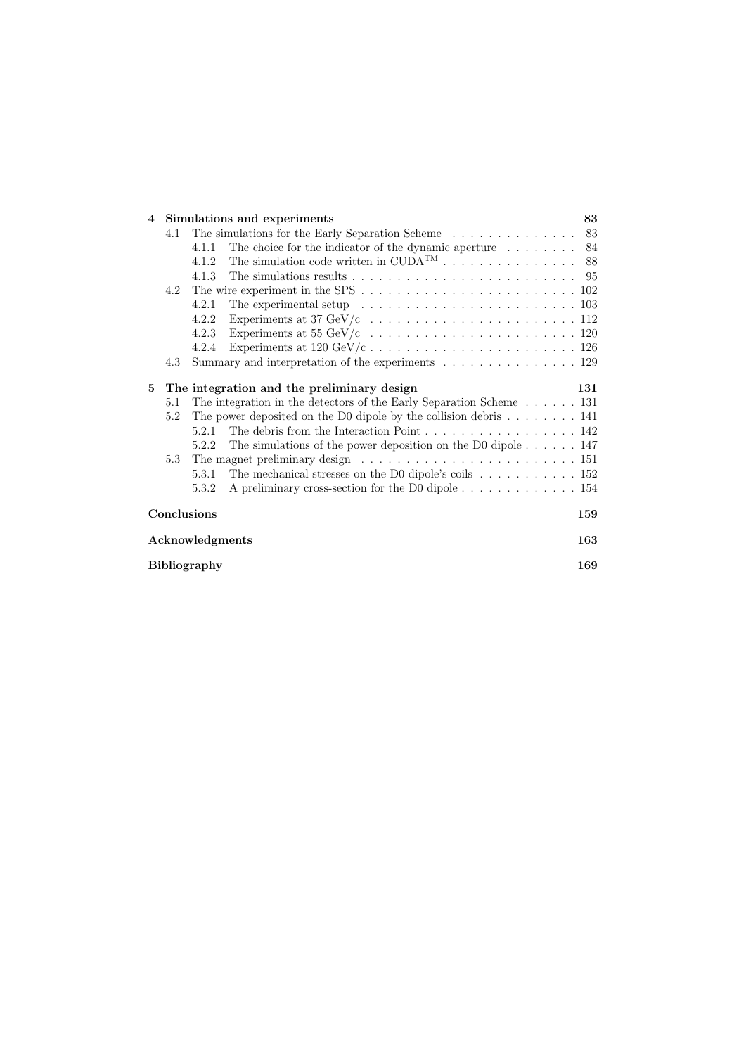**4 Simulations and experiments** **83**

- 4.1 The simulations for the Early Separation Scheme . . . . . . . . . . . . . . . 83
  - 4.1.1 The choice for the indicator of the dynamic aperture . . . . . . . . 84
  - 4.1.2 The simulation code written in CUDA™ . . . . . . . . . . . . . . . 88
  - 4.1.3 The simulations results . . . . . . . . . . . . . . . . . . . . . . . . 95
- 4.2 The wire experiment in the SPS . . . . . . . . . . . . . . . . . . . . . . . . 102
  - 4.2.1 The experimental setup . . . . . . . . . . . . . . . . . . . . . . . . 103
  - 4.2.2 Experiments at 37 GeV/c . . . . . . . . . . . . . . . . . . . . . . . 112
  - 4.2.3 Experiments at 55 GeV/c . . . . . . . . . . . . . . . . . . . . . . . 120
  - 4.2.4 Experiments at 120 GeV/c . . . . . . . . . . . . . . . . . . . . . . . 126
- 4.3 Summary and interpretation of the experiments . . . . . . . . . . . . . . . 129

**5 The integration and the preliminary design** **131**

- 5.1 The integration in the detectors of the Early Separation Scheme . . . . . . 131
- 5.2 The power deposited on the D0 dipole by the collision debris . . . . . . . . 141
  - 5.2.1 The debris from the Interaction Point . . . . . . . . . . . . . . . . . 142
  - 5.2.2 The simulations of the power deposition on the D0 dipole . . . . . . 147
- 5.3 The magnet preliminary design . . . . . . . . . . . . . . . . . . . . . . . . . 151
  - 5.3.1 The mechanical stresses on the D0 dipole's coils . . . . . . . . . . . 152
  - 5.3.2 A preliminary cross-section for the D0 dipole . . . . . . . . . . . . . 154

**Conclusions** **159**

**Acknowledgments** **163**

**Bibliography** **169**